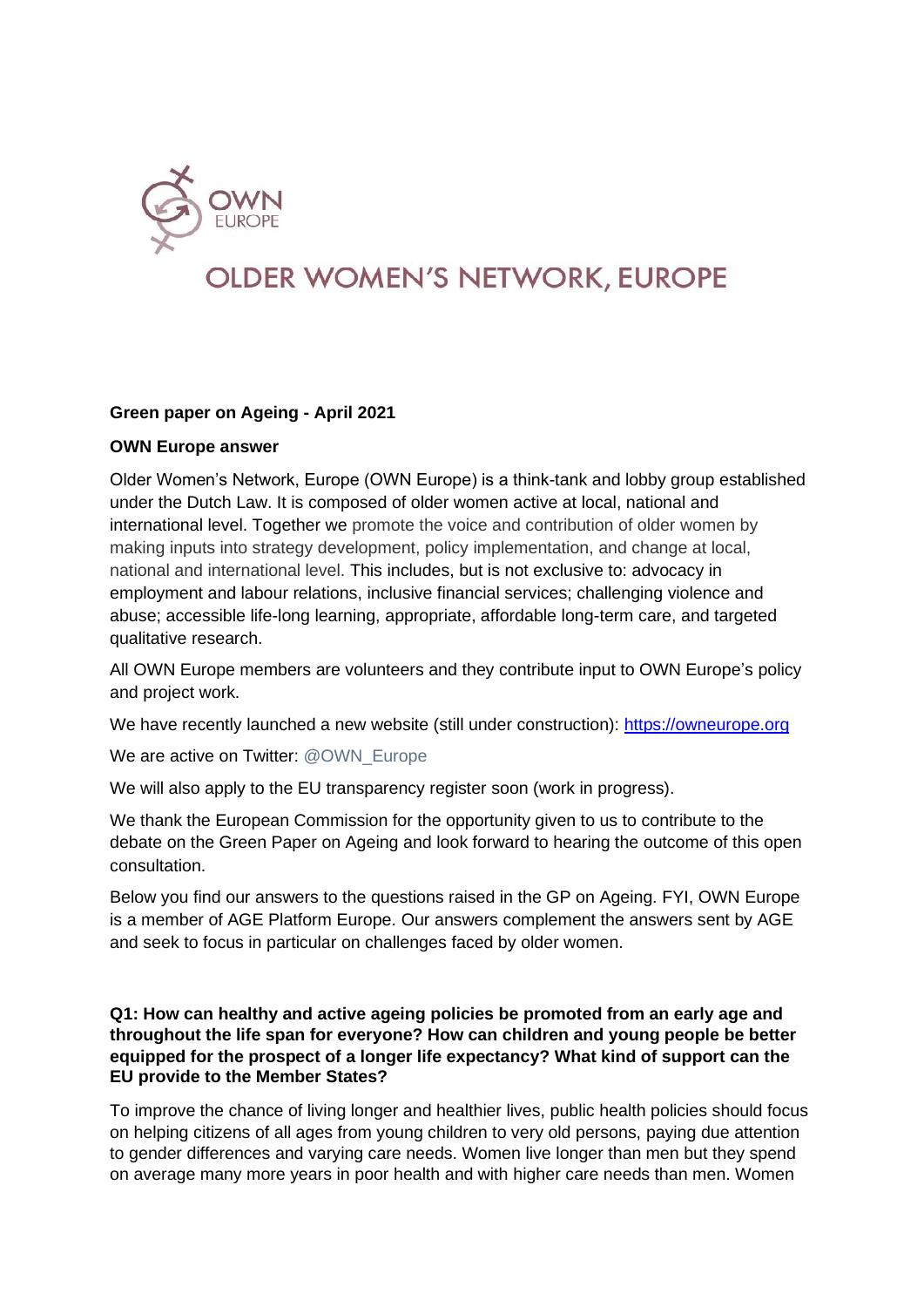OWN EUROPE

# OLDER WOMEN'S NETWORK, EUROPE

**Green paper on Ageing - April 2021**

**OWN Europe answer**

Older Women's Network, Europe (OWN Europe) is a think-tank and lobby group established under the Dutch Law. It is composed of older women active at local, national and international level. Together we promote the voice and contribution of older women by making inputs into strategy development, policy implementation, and change at local, national and international level. This includes, but is not exclusive to: advocacy in employment and labour relations, inclusive financial services; challenging violence and abuse; accessible life-long learning, appropriate, affordable long-term care, and targeted qualitative research.

All OWN Europe members are volunteers and they contribute input to OWN Europe's policy and project work.

We have recently launched a new website (still under construction): https://owneurope.org

We are active on Twitter: @OWN_Europe

We will also apply to the EU transparency register soon (work in progress).

We thank the European Commission for the opportunity given to us to contribute to the debate on the Green Paper on Ageing and look forward to hearing the outcome of this open consultation.

Below you find our answers to the questions raised in the GP on Ageing. FYI, OWN Europe is a member of AGE Platform Europe. Our answers complement the answers sent by AGE and seek to focus in particular on challenges faced by older women.

**Q1: How can healthy and active ageing policies be promoted from an early age and throughout the life span for everyone? How can children and young people be better equipped for the prospect of a longer life expectancy? What kind of support can the EU provide to the Member States?**

To improve the chance of living longer and healthier lives, public health policies should focus on helping citizens of all ages from young children to very old persons, paying due attention to gender differences and varying care needs. Women live longer than men but they spend on average many more years in poor health and with higher care needs than men. Women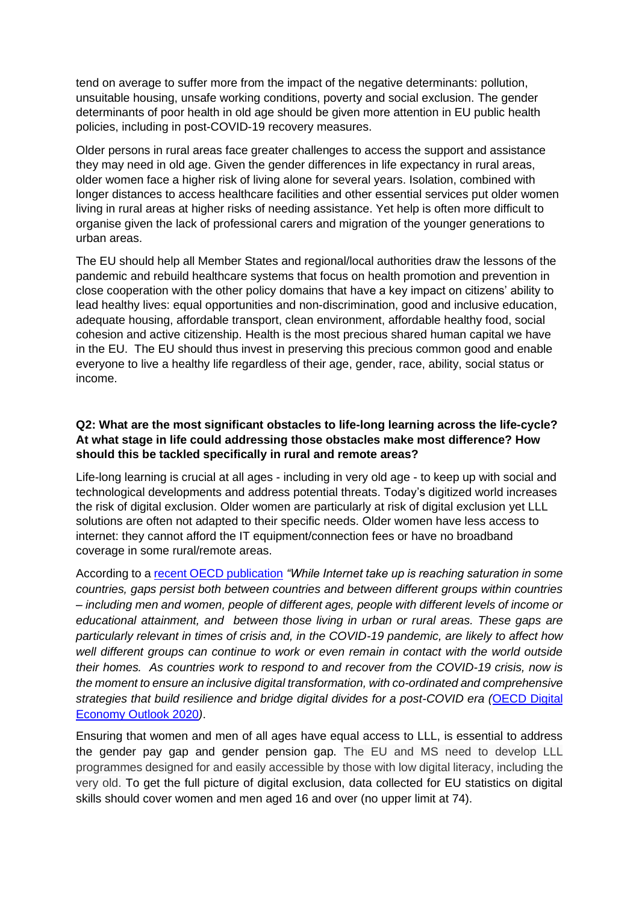tend on average to suffer more from the impact of the negative determinants: pollution, unsuitable housing, unsafe working conditions, poverty and social exclusion. The gender determinants of poor health in old age should be given more attention in EU public health policies, including in post-COVID-19 recovery measures.

Older persons in rural areas face greater challenges to access the support and assistance they may need in old age. Given the gender differences in life expectancy in rural areas, older women face a higher risk of living alone for several years. Isolation, combined with longer distances to access healthcare facilities and other essential services put older women living in rural areas at higher risks of needing assistance. Yet help is often more difficult to organise given the lack of professional carers and migration of the younger generations to urban areas.

The EU should help all Member States and regional/local authorities draw the lessons of the pandemic and rebuild healthcare systems that focus on health promotion and prevention in close cooperation with the other policy domains that have a key impact on citizens' ability to lead healthy lives: equal opportunities and non-discrimination, good and inclusive education, adequate housing, affordable transport, clean environment, affordable healthy food, social cohesion and active citizenship. Health is the most precious shared human capital we have in the EU. The EU should thus invest in preserving this precious common good and enable everyone to live a healthy life regardless of their age, gender, race, ability, social status or income.

**Q2: What are the most significant obstacles to life-long learning across the life-cycle? At what stage in life could addressing those obstacles make most difference? How should this be tackled specifically in rural and remote areas?**

Life-long learning is crucial at all ages - including in very old age - to keep up with social and technological developments and address potential threats. Today's digitized world increases the risk of digital exclusion. Older women are particularly at risk of digital exclusion yet LLL solutions are often not adapted to their specific needs. Older women have less access to internet: they cannot afford the IT equipment/connection fees or have no broadband coverage in some rural/remote areas.

According to a recent OECD publication *"While Internet take up is reaching saturation in some countries, gaps persist both between countries and between different groups within countries – including men and women, people of different ages, people with different levels of income or educational attainment, and between those living in urban or rural areas. These gaps are particularly relevant in times of crisis and, in the COVID-19 pandemic, are likely to affect how well different groups can continue to work or even remain in contact with the world outside their homes. As countries work to respond to and recover from the COVID-19 crisis, now is the moment to ensure an inclusive digital transformation, with co-ordinated and comprehensive strategies that build resilience and bridge digital divides for a post-COVID era (*OECD Digital Economy Outlook 2020*)*.

Ensuring that women and men of all ages have equal access to LLL, is essential to address the gender pay gap and gender pension gap. The EU and MS need to develop LLL programmes designed for and easily accessible by those with low digital literacy, including the very old. To get the full picture of digital exclusion, data collected for EU statistics on digital skills should cover women and men aged 16 and over (no upper limit at 74).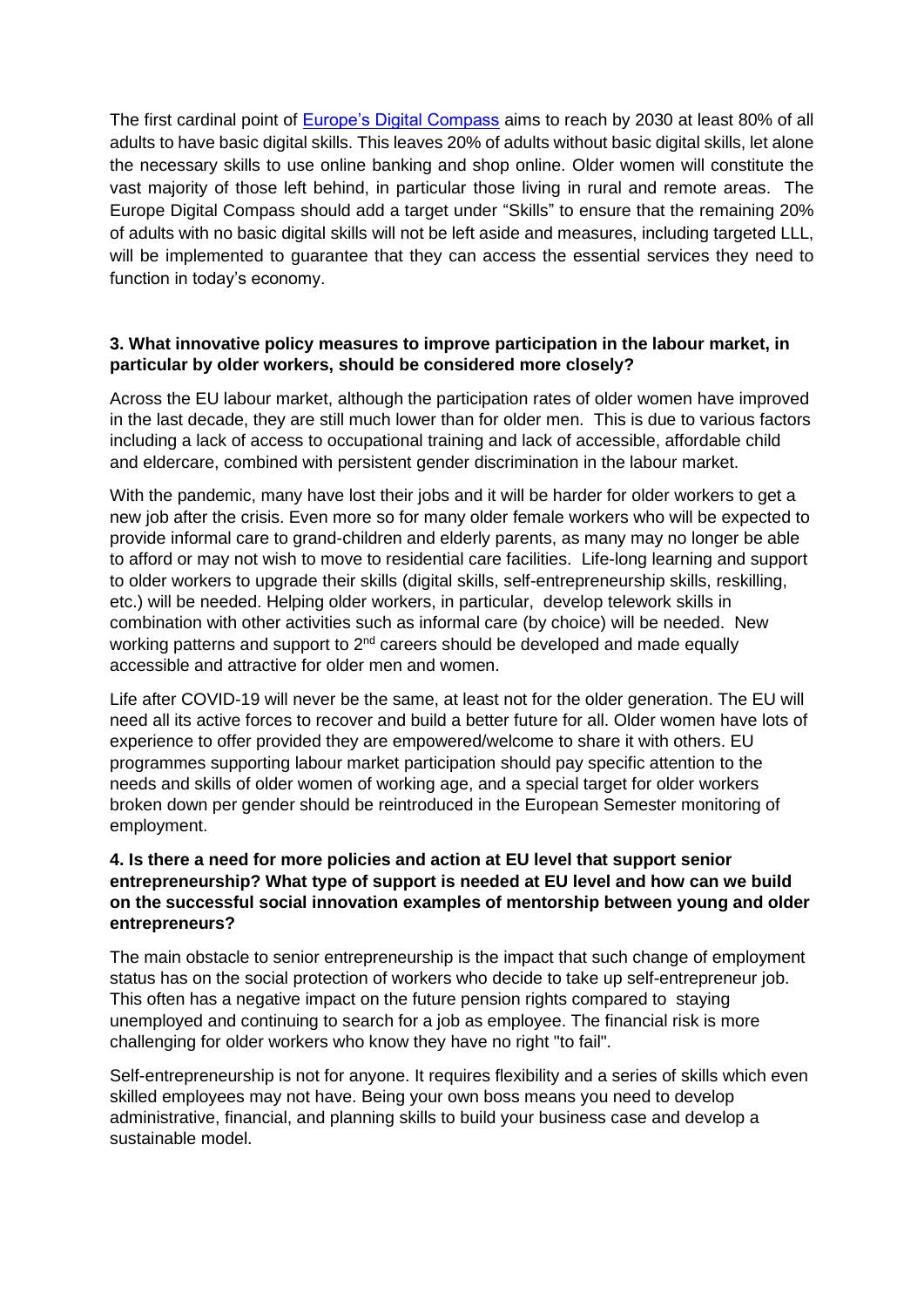The first cardinal point of [Europe's Digital Compass](#) aims to reach by 2030 at least 80% of all adults to have basic digital skills. This leaves 20% of adults without basic digital skills, let alone the necessary skills to use online banking and shop online. Older women will constitute the vast majority of those left behind, in particular those living in rural and remote areas. The Europe Digital Compass should add a target under "Skills" to ensure that the remaining 20% of adults with no basic digital skills will not be left aside and measures, including targeted LLL, will be implemented to guarantee that they can access the essential services they need to function in today's economy.

**3. What innovative policy measures to improve participation in the labour market, in particular by older workers, should be considered more closely?**

Across the EU labour market, although the participation rates of older women have improved in the last decade, they are still much lower than for older men. This is due to various factors including a lack of access to occupational training and lack of accessible, affordable child and eldercare, combined with persistent gender discrimination in the labour market.

With the pandemic, many have lost their jobs and it will be harder for older workers to get a new job after the crisis. Even more so for many older female workers who will be expected to provide informal care to grand-children and elderly parents, as many may no longer be able to afford or may not wish to move to residential care facilities. Life-long learning and support to older workers to upgrade their skills (digital skills, self-entrepreneurship skills, reskilling, etc.) will be needed. Helping older workers, in particular, develop telework skills in combination with other activities such as informal care (by choice) will be needed. New working patterns and support to 2nd careers should be developed and made equally accessible and attractive for older men and women.

Life after COVID-19 will never be the same, at least not for the older generation. The EU will need all its active forces to recover and build a better future for all. Older women have lots of experience to offer provided they are empowered/welcome to share it with others. EU programmes supporting labour market participation should pay specific attention to the needs and skills of older women of working age, and a special target for older workers broken down per gender should be reintroduced in the European Semester monitoring of employment.

**4. Is there a need for more policies and action at EU level that support senior entrepreneurship? What type of support is needed at EU level and how can we build on the successful social innovation examples of mentorship between young and older entrepreneurs?**

The main obstacle to senior entrepreneurship is the impact that such change of employment status has on the social protection of workers who decide to take up self-entrepreneur job. This often has a negative impact on the future pension rights compared to staying unemployed and continuing to search for a job as employee. The financial risk is more challenging for older workers who know they have no right "to fail".

Self-entrepreneurship is not for anyone. It requires flexibility and a series of skills which even skilled employees may not have. Being your own boss means you need to develop administrative, financial, and planning skills to build your business case and develop a sustainable model.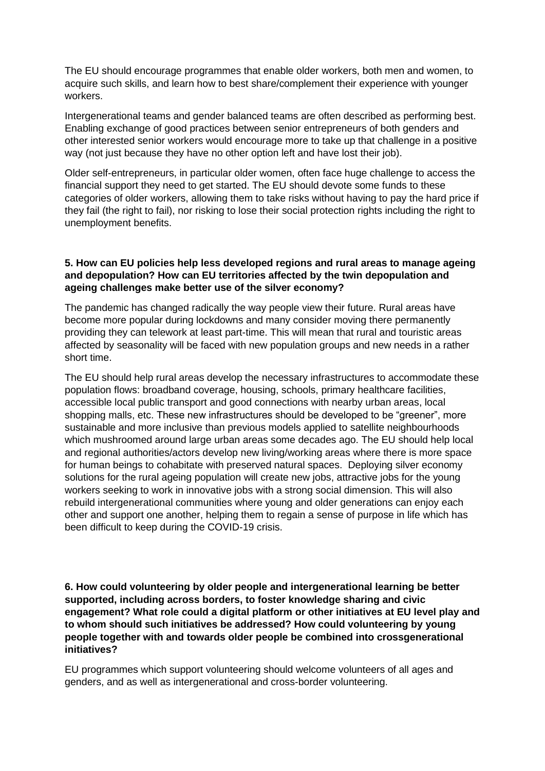The EU should encourage programmes that enable older workers, both men and women, to acquire such skills, and learn how to best share/complement their experience with younger workers.

Intergenerational teams and gender balanced teams are often described as performing best. Enabling exchange of good practices between senior entrepreneurs of both genders and other interested senior workers would encourage more to take up that challenge in a positive way (not just because they have no other option left and have lost their job).

Older self-entrepreneurs, in particular older women, often face huge challenge to access the financial support they need to get started. The EU should devote some funds to these categories of older workers, allowing them to take risks without having to pay the hard price if they fail (the right to fail), nor risking to lose their social protection rights including the right to unemployment benefits.

**5. How can EU policies help less developed regions and rural areas to manage ageing and depopulation? How can EU territories affected by the twin depopulation and ageing challenges make better use of the silver economy?**

The pandemic has changed radically the way people view their future. Rural areas have become more popular during lockdowns and many consider moving there permanently providing they can telework at least part-time. This will mean that rural and touristic areas affected by seasonality will be faced with new population groups and new needs in a rather short time.

The EU should help rural areas develop the necessary infrastructures to accommodate these population flows: broadband coverage, housing, schools, primary healthcare facilities, accessible local public transport and good connections with nearby urban areas, local shopping malls, etc. These new infrastructures should be developed to be "greener", more sustainable and more inclusive than previous models applied to satellite neighbourhoods which mushroomed around large urban areas some decades ago. The EU should help local and regional authorities/actors develop new living/working areas where there is more space for human beings to cohabitate with preserved natural spaces. Deploying silver economy solutions for the rural ageing population will create new jobs, attractive jobs for the young workers seeking to work in innovative jobs with a strong social dimension. This will also rebuild intergenerational communities where young and older generations can enjoy each other and support one another, helping them to regain a sense of purpose in life which has been difficult to keep during the COVID-19 crisis.

**6. How could volunteering by older people and intergenerational learning be better supported, including across borders, to foster knowledge sharing and civic engagement? What role could a digital platform or other initiatives at EU level play and to whom should such initiatives be addressed? How could volunteering by young people together with and towards older people be combined into crossgenerational initiatives?**

EU programmes which support volunteering should welcome volunteers of all ages and genders, and as well as intergenerational and cross-border volunteering.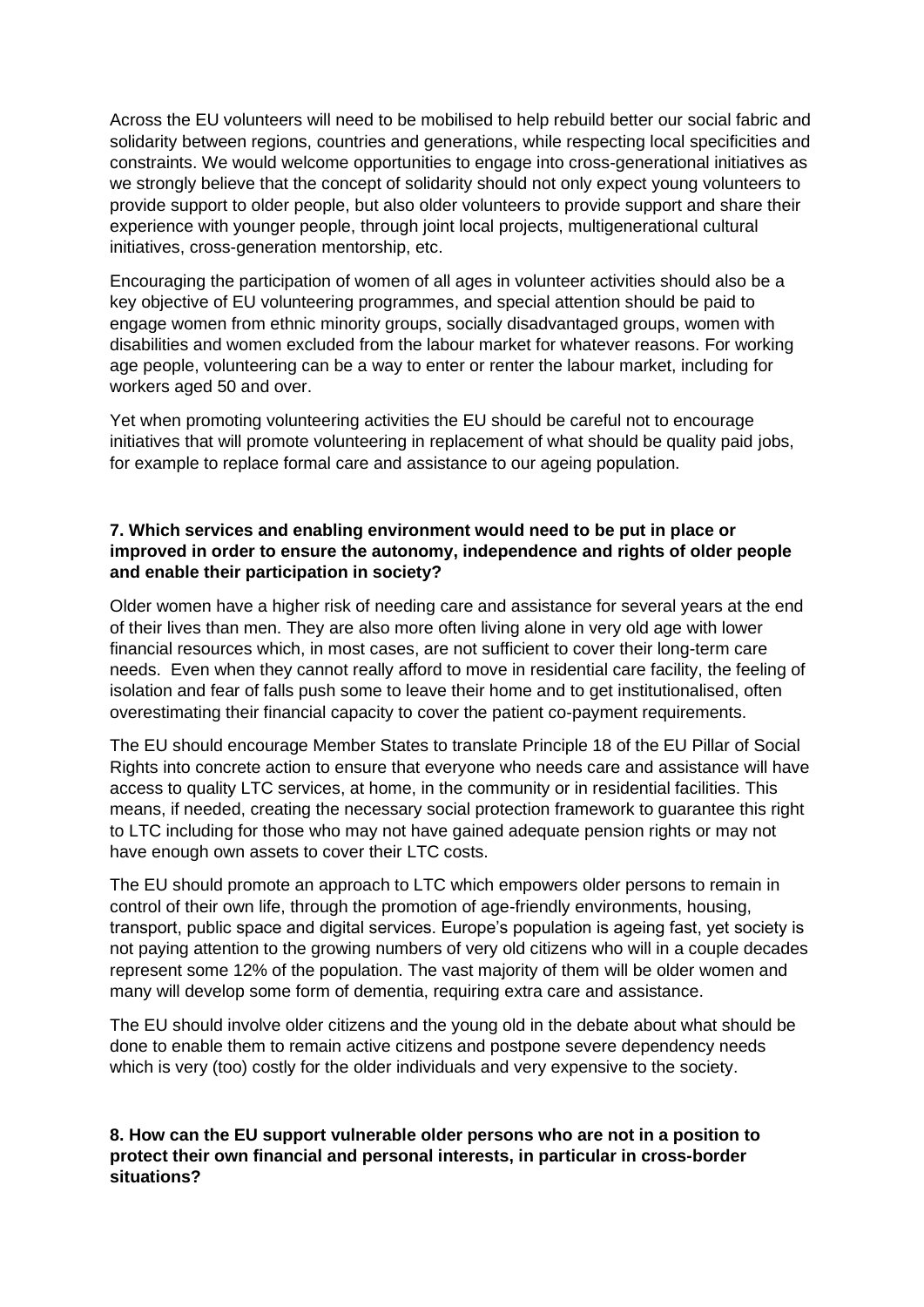Across the EU volunteers will need to be mobilised to help rebuild better our social fabric and solidarity between regions, countries and generations, while respecting local specificities and constraints. We would welcome opportunities to engage into cross-generational initiatives as we strongly believe that the concept of solidarity should not only expect young volunteers to provide support to older people, but also older volunteers to provide support and share their experience with younger people, through joint local projects, multigenerational cultural initiatives, cross-generation mentorship, etc.

Encouraging the participation of women of all ages in volunteer activities should also be a key objective of EU volunteering programmes, and special attention should be paid to engage women from ethnic minority groups, socially disadvantaged groups, women with disabilities and women excluded from the labour market for whatever reasons. For working age people, volunteering can be a way to enter or renter the labour market, including for workers aged 50 and over.

Yet when promoting volunteering activities the EU should be careful not to encourage initiatives that will promote volunteering in replacement of what should be quality paid jobs, for example to replace formal care and assistance to our ageing population.

**7. Which services and enabling environment would need to be put in place or improved in order to ensure the autonomy, independence and rights of older people and enable their participation in society?**

Older women have a higher risk of needing care and assistance for several years at the end of their lives than men. They are also more often living alone in very old age with lower financial resources which, in most cases, are not sufficient to cover their long-term care needs. Even when they cannot really afford to move in residential care facility, the feeling of isolation and fear of falls push some to leave their home and to get institutionalised, often overestimating their financial capacity to cover the patient co-payment requirements.

The EU should encourage Member States to translate Principle 18 of the EU Pillar of Social Rights into concrete action to ensure that everyone who needs care and assistance will have access to quality LTC services, at home, in the community or in residential facilities. This means, if needed, creating the necessary social protection framework to guarantee this right to LTC including for those who may not have gained adequate pension rights or may not have enough own assets to cover their LTC costs.

The EU should promote an approach to LTC which empowers older persons to remain in control of their own life, through the promotion of age-friendly environments, housing, transport, public space and digital services. Europe's population is ageing fast, yet society is not paying attention to the growing numbers of very old citizens who will in a couple decades represent some 12% of the population. The vast majority of them will be older women and many will develop some form of dementia, requiring extra care and assistance.

The EU should involve older citizens and the young old in the debate about what should be done to enable them to remain active citizens and postpone severe dependency needs which is very (too) costly for the older individuals and very expensive to the society.

**8. How can the EU support vulnerable older persons who are not in a position to protect their own financial and personal interests, in particular in cross-border situations?**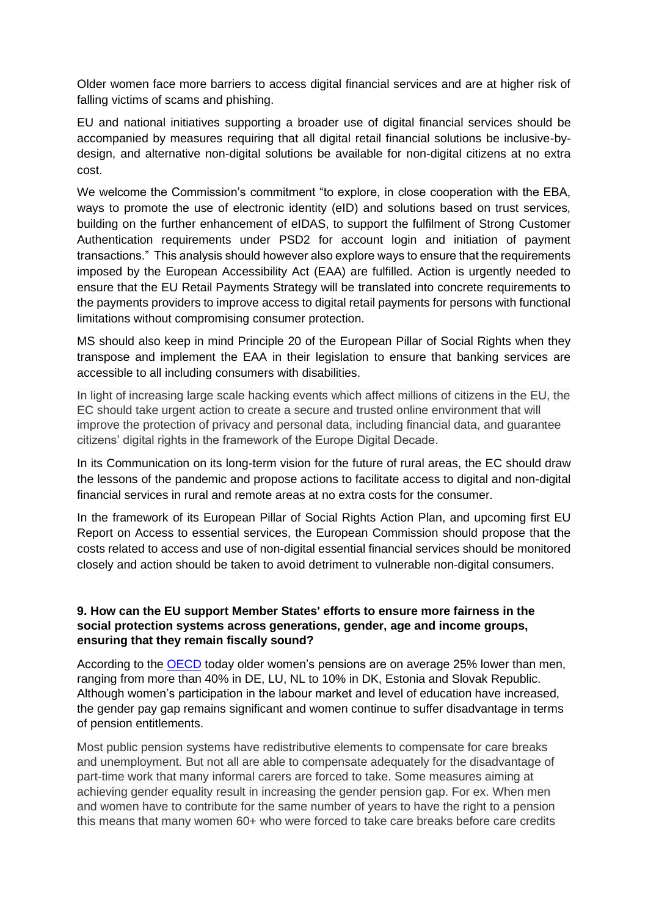Older women face more barriers to access digital financial services and are at higher risk of falling victims of scams and phishing.

EU and national initiatives supporting a broader use of digital financial services should be accompanied by measures requiring that all digital retail financial solutions be inclusive-by-design, and alternative non-digital solutions be available for non-digital citizens at no extra cost.

We welcome the Commission's commitment "to explore, in close cooperation with the EBA, ways to promote the use of electronic identity (eID) and solutions based on trust services, building on the further enhancement of eIDAS, to support the fulfilment of Strong Customer Authentication requirements under PSD2 for account login and initiation of payment transactions." This analysis should however also explore ways to ensure that the requirements imposed by the European Accessibility Act (EAA) are fulfilled. Action is urgently needed to ensure that the EU Retail Payments Strategy will be translated into concrete requirements to the payments providers to improve access to digital retail payments for persons with functional limitations without compromising consumer protection.

MS should also keep in mind Principle 20 of the European Pillar of Social Rights when they transpose and implement the EAA in their legislation to ensure that banking services are accessible to all including consumers with disabilities.

In light of increasing large scale hacking events which affect millions of citizens in the EU, the EC should take urgent action to create a secure and trusted online environment that will improve the protection of privacy and personal data, including financial data, and guarantee citizens' digital rights in the framework of the Europe Digital Decade.

In its Communication on its long-term vision for the future of rural areas, the EC should draw the lessons of the pandemic and propose actions to facilitate access to digital and non-digital financial services in rural and remote areas at no extra costs for the consumer.

In the framework of its European Pillar of Social Rights Action Plan, and upcoming first EU Report on Access to essential services, the European Commission should propose that the costs related to access and use of non-digital essential financial services should be monitored closely and action should be taken to avoid detriment to vulnerable non-digital consumers.

### 9. How can the EU support Member States' efforts to ensure more fairness in the social protection systems across generations, gender, age and income groups, ensuring that they remain fiscally sound?

According to the OECD today older women's pensions are on average 25% lower than men, ranging from more than 40% in DE, LU, NL to 10% in DK, Estonia and Slovak Republic. Although women's participation in the labour market and level of education have increased, the gender pay gap remains significant and women continue to suffer disadvantage in terms of pension entitlements.

Most public pension systems have redistributive elements to compensate for care breaks and unemployment. But not all are able to compensate adequately for the disadvantage of part-time work that many informal carers are forced to take. Some measures aiming at achieving gender equality result in increasing the gender pension gap. For ex. When men and women have to contribute for the same number of years to have the right to a pension this means that many women 60+ who were forced to take care breaks before care credits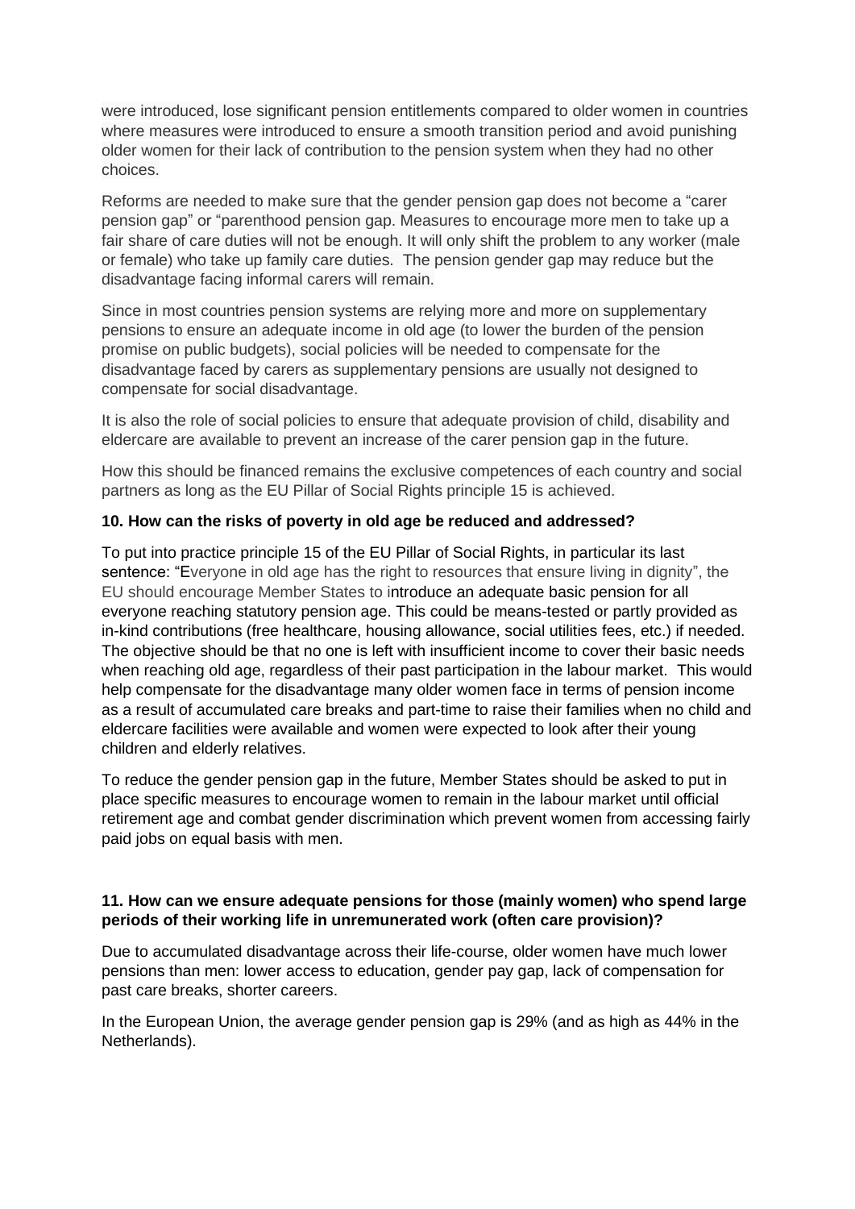were introduced, lose significant pension entitlements compared to older women in countries where measures were introduced to ensure a smooth transition period and avoid punishing older women for their lack of contribution to the pension system when they had no other choices.

Reforms are needed to make sure that the gender pension gap does not become a "carer pension gap" or "parenthood pension gap. Measures to encourage more men to take up a fair share of care duties will not be enough. It will only shift the problem to any worker (male or female) who take up family care duties. The pension gender gap may reduce but the disadvantage facing informal carers will remain.

Since in most countries pension systems are relying more and more on supplementary pensions to ensure an adequate income in old age (to lower the burden of the pension promise on public budgets), social policies will be needed to compensate for the disadvantage faced by carers as supplementary pensions are usually not designed to compensate for social disadvantage.

It is also the role of social policies to ensure that adequate provision of child, disability and eldercare are available to prevent an increase of the carer pension gap in the future.

How this should be financed remains the exclusive competences of each country and social partners as long as the EU Pillar of Social Rights principle 15 is achieved.

**10. How can the risks of poverty in old age be reduced and addressed?**

To put into practice principle 15 of the EU Pillar of Social Rights, in particular its last sentence: "Everyone in old age has the right to resources that ensure living in dignity", the EU should encourage Member States to introduce an adequate basic pension for all everyone reaching statutory pension age. This could be means-tested or partly provided as in-kind contributions (free healthcare, housing allowance, social utilities fees, etc.) if needed. The objective should be that no one is left with insufficient income to cover their basic needs when reaching old age, regardless of their past participation in the labour market. This would help compensate for the disadvantage many older women face in terms of pension income as a result of accumulated care breaks and part-time to raise their families when no child and eldercare facilities were available and women were expected to look after their young children and elderly relatives.

To reduce the gender pension gap in the future, Member States should be asked to put in place specific measures to encourage women to remain in the labour market until official retirement age and combat gender discrimination which prevent women from accessing fairly paid jobs on equal basis with men.

**11. How can we ensure adequate pensions for those (mainly women) who spend large periods of their working life in unremunerated work (often care provision)?**

Due to accumulated disadvantage across their life-course, older women have much lower pensions than men: lower access to education, gender pay gap, lack of compensation for past care breaks, shorter careers.

In the European Union, the average gender pension gap is 29% (and as high as 44% in the Netherlands).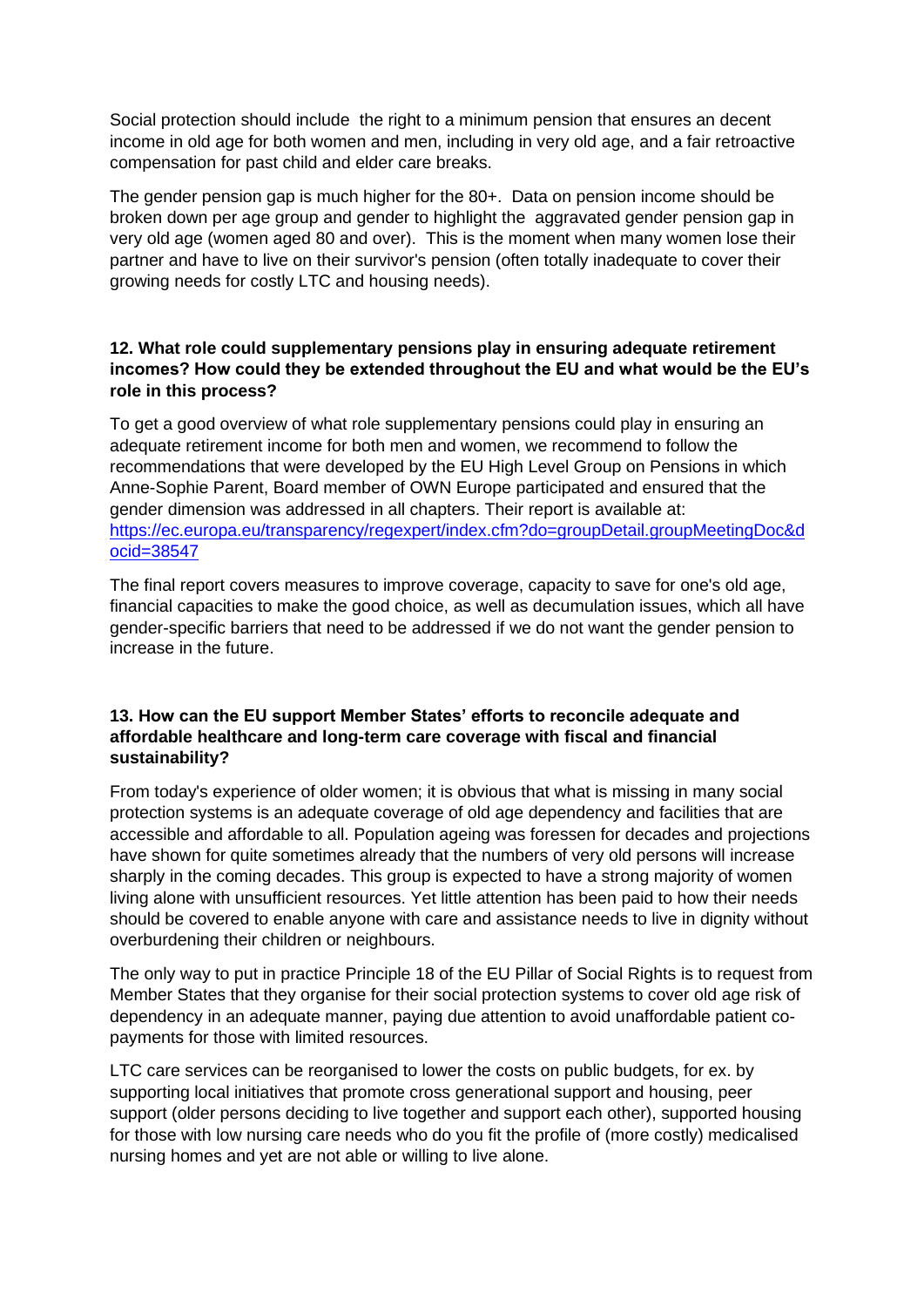Social protection should include  the right to a minimum pension that ensures an decent income in old age for both women and men, including in very old age, and a fair retroactive compensation for past child and elder care breaks.

The gender pension gap is much higher for the 80+.  Data on pension income should be broken down per age group and gender to highlight the  aggravated gender pension gap in very old age (women aged 80 and over).  This is the moment when many women lose their partner and have to live on their survivor's pension (often totally inadequate to cover their growing needs for costly LTC and housing needs).

**12. What role could supplementary pensions play in ensuring adequate retirement incomes? How could they be extended throughout the EU and what would be the EU's role in this process?**

To get a good overview of what role supplementary pensions could play in ensuring an adequate retirement income for both men and women, we recommend to follow the recommendations that were developed by the EU High Level Group on Pensions in which Anne-Sophie Parent, Board member of OWN Europe participated and ensured that the gender dimension was addressed in all chapters. Their report is available at: [https://ec.europa.eu/transparency/regexpert/index.cfm?do=groupDetail.groupMeetingDoc&docid=38547](https://ec.europa.eu/transparency/regexpert/index.cfm?do=groupDetail.groupMeetingDoc&docid=38547)

The final report covers measures to improve coverage, capacity to save for one's old age, financial capacities to make the good choice, as well as decumulation issues, which all have gender-specific barriers that need to be addressed if we do not want the gender pension to increase in the future.

**13. How can the EU support Member States' efforts to reconcile adequate and affordable healthcare and long-term care coverage with fiscal and financial sustainability?**

From today's experience of older women; it is obvious that what is missing in many social protection systems is an adequate coverage of old age dependency and facilities that are accessible and affordable to all. Population ageing was foressen for decades and projections have shown for quite sometimes already that the numbers of very old persons will increase sharply in the coming decades. This group is expected to have a strong majority of women living alone with unsufficient resources. Yet little attention has been paid to how their needs should be covered to enable anyone with care and assistance needs to live in dignity without overburdening their children or neighbours.

The only way to put in practice Principle 18 of the EU Pillar of Social Rights is to request from Member States that they organise for their social protection systems to cover old age risk of dependency in an adequate manner, paying due attention to avoid unaffordable patient co-payments for those with limited resources.

LTC care services can be reorganised to lower the costs on public budgets, for ex. by supporting local initiatives that promote cross generational support and housing, peer support (older persons deciding to live together and support each other), supported housing for those with low nursing care needs who do you fit the profile of (more costly) medicalised nursing homes and yet are not able or willing to live alone.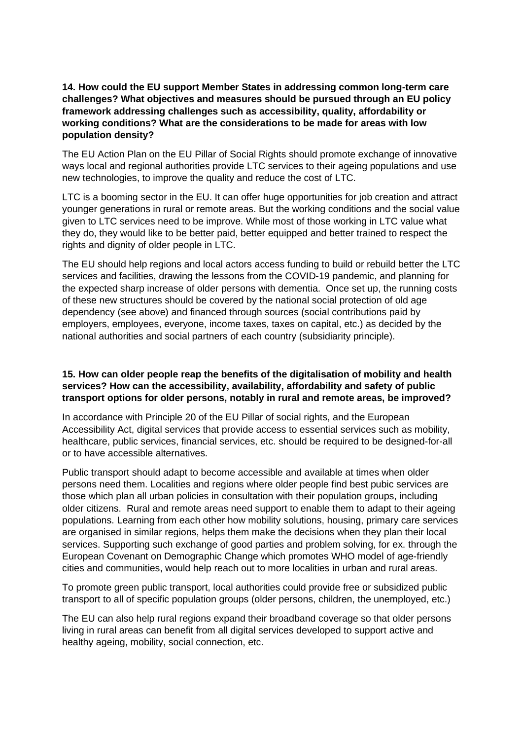**14. How could the EU support Member States in addressing common long-term care challenges? What objectives and measures should be pursued through an EU policy framework addressing challenges such as accessibility, quality, affordability or working conditions? What are the considerations to be made for areas with low population density?**

The EU Action Plan on the EU Pillar of Social Rights should promote exchange of innovative ways local and regional authorities provide LTC services to their ageing populations and use new technologies, to improve the quality and reduce the cost of LTC.

LTC is a booming sector in the EU. It can offer huge opportunities for job creation and attract younger generations in rural or remote areas. But the working conditions and the social value given to LTC services need to be improve. While most of those working in LTC value what they do, they would like to be better paid, better equipped and better trained to respect the rights and dignity of older people in LTC.

The EU should help regions and local actors access funding to build or rebuild better the LTC services and facilities, drawing the lessons from the COVID-19 pandemic, and planning for the expected sharp increase of older persons with dementia. Once set up, the running costs of these new structures should be covered by the national social protection of old age dependency (see above) and financed through sources (social contributions paid by employers, employees, everyone, income taxes, taxes on capital, etc.) as decided by the national authorities and social partners of each country (subsidiarity principle).

**15. How can older people reap the benefits of the digitalisation of mobility and health services? How can the accessibility, availability, affordability and safety of public transport options for older persons, notably in rural and remote areas, be improved?**

In accordance with Principle 20 of the EU Pillar of social rights, and the European Accessibility Act, digital services that provide access to essential services such as mobility, healthcare, public services, financial services, etc. should be required to be designed-for-all or to have accessible alternatives.

Public transport should adapt to become accessible and available at times when older persons need them. Localities and regions where older people find best pubic services are those which plan all urban policies in consultation with their population groups, including older citizens. Rural and remote areas need support to enable them to adapt to their ageing populations. Learning from each other how mobility solutions, housing, primary care services are organised in similar regions, helps them make the decisions when they plan their local services. Supporting such exchange of good parties and problem solving, for ex. through the European Covenant on Demographic Change which promotes WHO model of age-friendly cities and communities, would help reach out to more localities in urban and rural areas.

To promote green public transport, local authorities could provide free or subsidized public transport to all of specific population groups (older persons, children, the unemployed, etc.)

The EU can also help rural regions expand their broadband coverage so that older persons living in rural areas can benefit from all digital services developed to support active and healthy ageing, mobility, social connection, etc.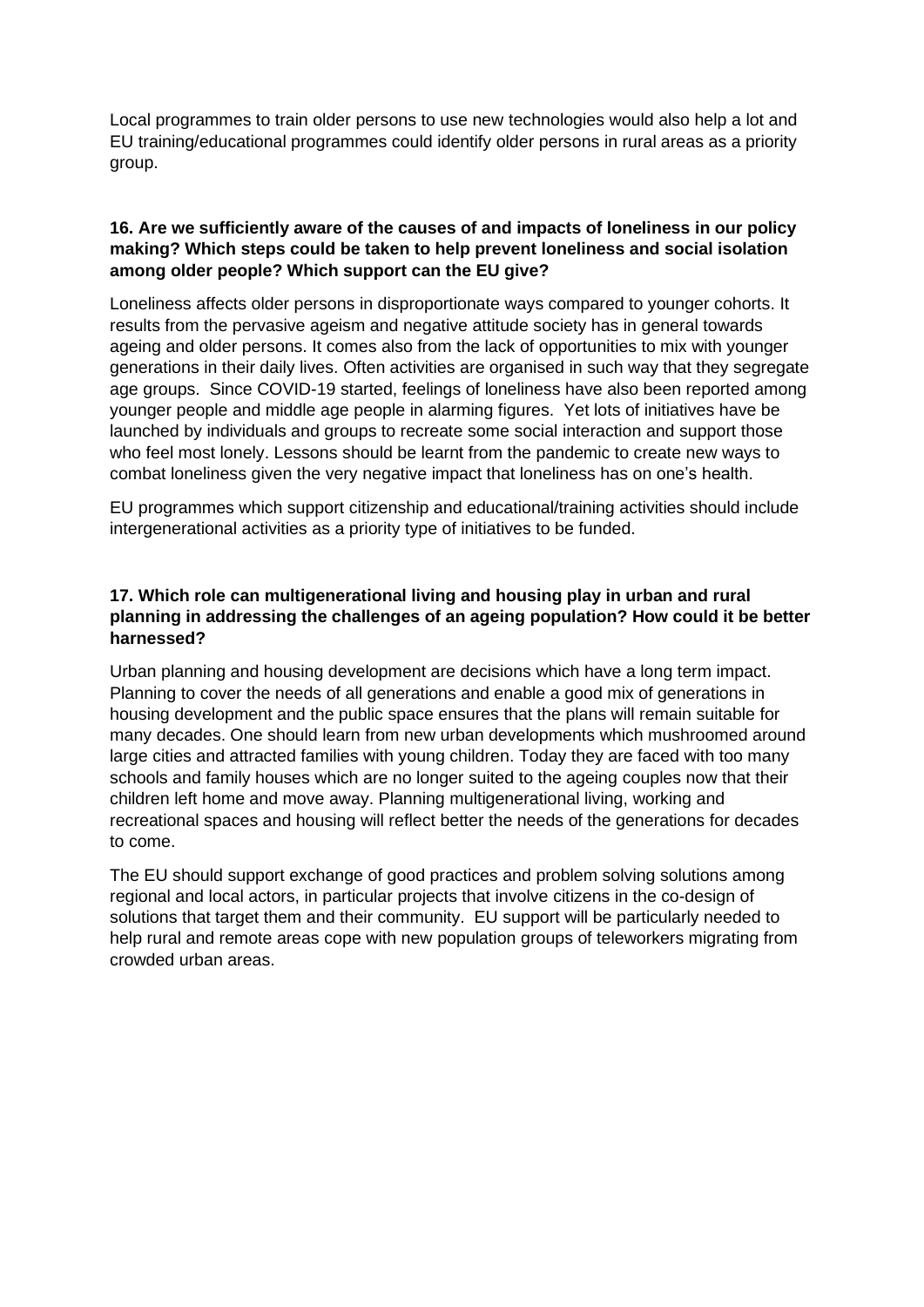Local programmes to train older persons to use new technologies would also help a lot and EU training/educational programmes could identify older persons in rural areas as a priority group.

**16. Are we sufficiently aware of the causes of and impacts of loneliness in our policy making? Which steps could be taken to help prevent loneliness and social isolation among older people? Which support can the EU give?**

Loneliness affects older persons in disproportionate ways compared to younger cohorts. It results from the pervasive ageism and negative attitude society has in general towards ageing and older persons. It comes also from the lack of opportunities to mix with younger generations in their daily lives. Often activities are organised in such way that they segregate age groups. Since COVID-19 started, feelings of loneliness have also been reported among younger people and middle age people in alarming figures. Yet lots of initiatives have be launched by individuals and groups to recreate some social interaction and support those who feel most lonely. Lessons should be learnt from the pandemic to create new ways to combat loneliness given the very negative impact that loneliness has on one's health.

EU programmes which support citizenship and educational/training activities should include intergenerational activities as a priority type of initiatives to be funded.

**17. Which role can multigenerational living and housing play in urban and rural planning in addressing the challenges of an ageing population? How could it be better harnessed?**

Urban planning and housing development are decisions which have a long term impact. Planning to cover the needs of all generations and enable a good mix of generations in housing development and the public space ensures that the plans will remain suitable for many decades. One should learn from new urban developments which mushroomed around large cities and attracted families with young children. Today they are faced with too many schools and family houses which are no longer suited to the ageing couples now that their children left home and move away. Planning multigenerational living, working and recreational spaces and housing will reflect better the needs of the generations for decades to come.

The EU should support exchange of good practices and problem solving solutions among regional and local actors, in particular projects that involve citizens in the co-design of solutions that target them and their community. EU support will be particularly needed to help rural and remote areas cope with new population groups of teleworkers migrating from crowded urban areas.